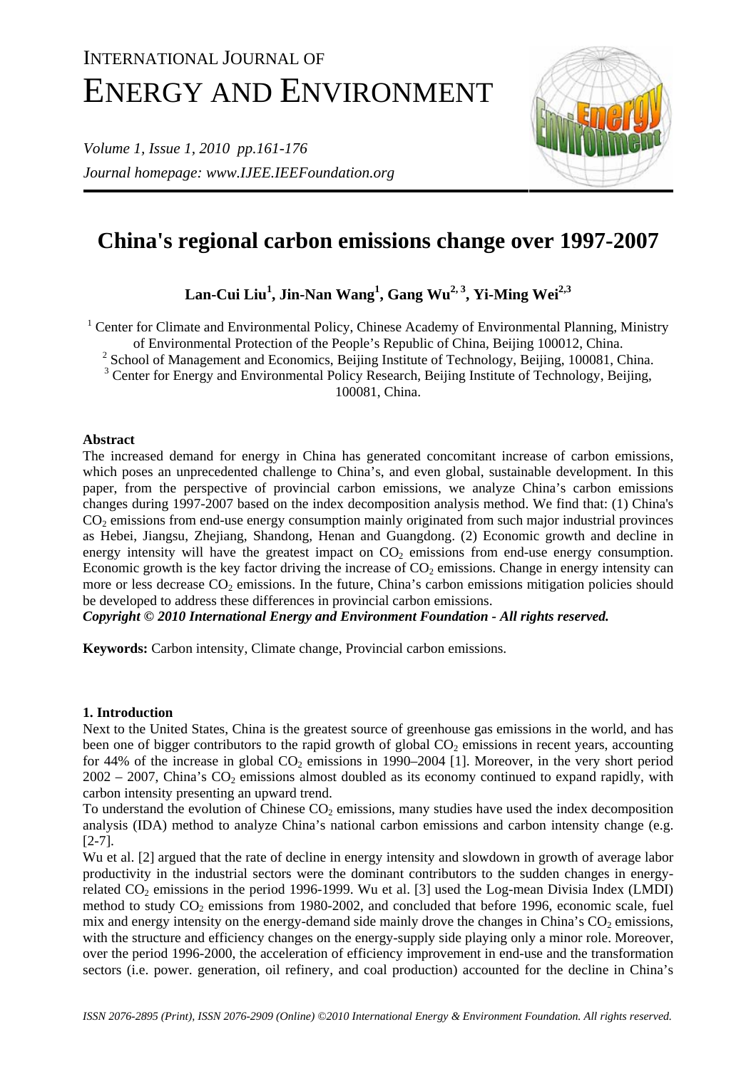# China's regional carbon emissions change over 1997-2007

**Lan-Cui Liu[1], Jin-Nan Wang[1], Gang Wu[2,3], Yi-Ming Wei[2,3]**

[1] Center for Climate and Environmental Policy, Chinese Academy of Environmental Planning, Ministry of Environmental Protection of the People's Republic of China, Beijing 100012, China.
[2] School of Management and Economics, Beijing Institute of Technology, Beijing, 100081, China.
[3] Center for Energy and Environmental Policy Research, Beijing Institute of Technology, Beijing, 100081, China.

### Abstract

The increased demand for energy in China has generated concomitant increase of carbon emissions, which poses an unprecedented challenge to China's, and even global, sustainable development. In this paper, from the perspective of provincial carbon emissions, we analyze China's carbon emissions changes during 1997-2007 based on the index decomposition analysis method. We find that: (1) China's $CO_2$ emissions from end-use energy consumption mainly originated from such major industrial provinces as Hebei, Jiangsu, Zhejiang, Shandong, Henan and Guangdong. (2) Economic growth and decline in energy intensity will have the greatest impact on $CO_2$ emissions from end-use energy consumption. Economic growth is the key factor driving the increase of $CO_2$ emissions. Change in energy intensity can more or less decrease $CO_2$ emissions. In the future, China's carbon emissions mitigation policies should be developed to address these differences in provincial carbon emissions.

***Copyright © 2010 International Energy and Environment Foundation - All rights reserved.***

**Keywords:** Carbon intensity, Climate change, Provincial carbon emissions.

## 1. Introduction

Next to the United States, China is the greatest source of greenhouse gas emissions in the world, and has been one of bigger contributors to the rapid growth of global $CO_2$ emissions in recent years, accounting for 44% of the increase in global $CO_2$ emissions in 1990–2004 [1]. Moreover, in the very short period 2002 – 2007, China's $CO_2$ emissions almost doubled as its economy continued to expand rapidly, with carbon intensity presenting an upward trend.

To understand the evolution of Chinese $CO_2$ emissions, many studies have used the index decomposition analysis (IDA) method to analyze China's national carbon emissions and carbon intensity change (e.g. [2-7].

Wu et al. [2] argued that the rate of decline in energy intensity and slowdown in growth of average labor productivity in the industrial sectors were the dominant contributors to the sudden changes in energy-related $CO_2$ emissions in the period 1996-1999. Wu et al. [3] used the Log-mean Divisia Index (LMDI) method to study $CO_2$ emissions from 1980-2002, and concluded that before 1996, economic scale, fuel mix and energy intensity on the energy-demand side mainly drove the changes in China's $CO_2$ emissions, with the structure and efficiency changes on the energy-supply side playing only a minor role. Moreover, over the period 1996-2000, the acceleration of efficiency improvement in end-use and the transformation sectors (i.e. power. generation, oil refinery, and coal production) accounted for the decline in China's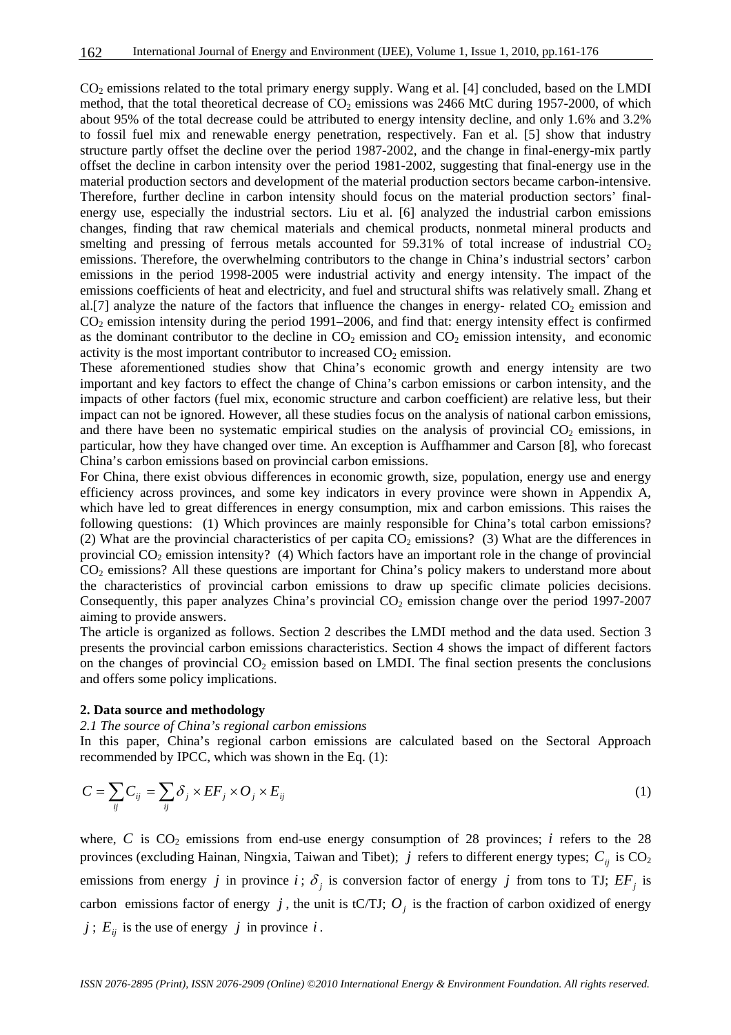$CO_2$ emissions related to the total primary energy supply. Wang et al. [4] concluded, based on the LMDI method, that the total theoretical decrease of $CO_2$ emissions was 2466 MtC during 1957-2000, of which about 95% of the total decrease could be attributed to energy intensity decline, and only 1.6% and 3.2% to fossil fuel mix and renewable energy penetration, respectively. Fan et al. [5] show that industry structure partly offset the decline over the period 1987-2002, and the change in final-energy-mix partly offset the decline in carbon intensity over the period 1981-2002, suggesting that final-energy use in the material production sectors and development of the material production sectors became carbon-intensive. Therefore, further decline in carbon intensity should focus on the material production sectors' final-energy use, especially the industrial sectors. Liu et al. [6] analyzed the industrial carbon emissions changes, finding that raw chemical materials and chemical products, nonmetal mineral products and smelting and pressing of ferrous metals accounted for 59.31% of total increase of industrial $CO_2$ emissions. Therefore, the overwhelming contributors to the change in China's industrial sectors' carbon emissions in the period 1998-2005 were industrial activity and energy intensity. The impact of the emissions coefficients of heat and electricity, and fuel and structural shifts was relatively small. Zhang et al.[7] analyze the nature of the factors that influence the changes in energy- related $CO_2$ emission and $CO_2$ emission intensity during the period 1991–2006, and find that: energy intensity effect is confirmed as the dominant contributor to the decline in $CO_2$ emission and $CO_2$ emission intensity, and economic activity is the most important contributor to increased $CO_2$ emission.

These aforementioned studies show that China's economic growth and energy intensity are two important and key factors to effect the change of China's carbon emissions or carbon intensity, and the impacts of other factors (fuel mix, economic structure and carbon coefficient) are relative less, but their impact can not be ignored. However, all these studies focus on the analysis of national carbon emissions, and there have been no systematic empirical studies on the analysis of provincial $CO_2$ emissions, in particular, how they have changed over time. An exception is Auffhammer and Carson [8], who forecast China's carbon emissions based on provincial carbon emissions.

For China, there exist obvious differences in economic growth, size, population, energy use and energy efficiency across provinces, and some key indicators in every province were shown in Appendix A, which have led to great differences in energy consumption, mix and carbon emissions. This raises the following questions: (1) Which provinces are mainly responsible for China's total carbon emissions? (2) What are the provincial characteristics of per capita $CO_2$ emissions? (3) What are the differences in provincial $CO_2$ emission intensity? (4) Which factors have an important role in the change of provincial $CO_2$ emissions? All these questions are important for China's policy makers to understand more about the characteristics of provincial carbon emissions to draw up specific climate policies decisions. Consequently, this paper analyzes China's provincial $CO_2$ emission change over the period 1997-2007 aiming to provide answers.

The article is organized as follows. Section 2 describes the LMDI method and the data used. Section 3 presents the provincial carbon emissions characteristics. Section 4 shows the impact of different factors on the changes of provincial $CO_2$ emission based on LMDI. The final section presents the conclusions and offers some policy implications.

## 2. Data source and methodology

### *2.1 The source of China's regional carbon emissions*

In this paper, China's regional carbon emissions are calculated based on the Sectoral Approach recommended by IPCC, which was shown in the Eq. (1):

$$C = \sum_{ij} C_{ij} = \sum_{ij} \delta_j \times EF_j \times O_j \times E_{ij} \tag{1}$$

where, $C$ is $CO_2$ emissions from end-use energy consumption of 28 provinces; $i$ refers to the 28 provinces (excluding Hainan, Ningxia, Taiwan and Tibet); $j$ refers to different energy types; $C_{ij}$ is $CO_2$ emissions from energy $j$ in province $i$; $\delta_j$ is conversion factor of energy $j$ from tons to TJ; $EF_j$ is carbon emissions factor of energy $j$, the unit is tC/TJ; $O_j$ is the fraction of carbon oxidized of energy $j$; $E_{ij}$ is the use of energy $j$ in province $i$.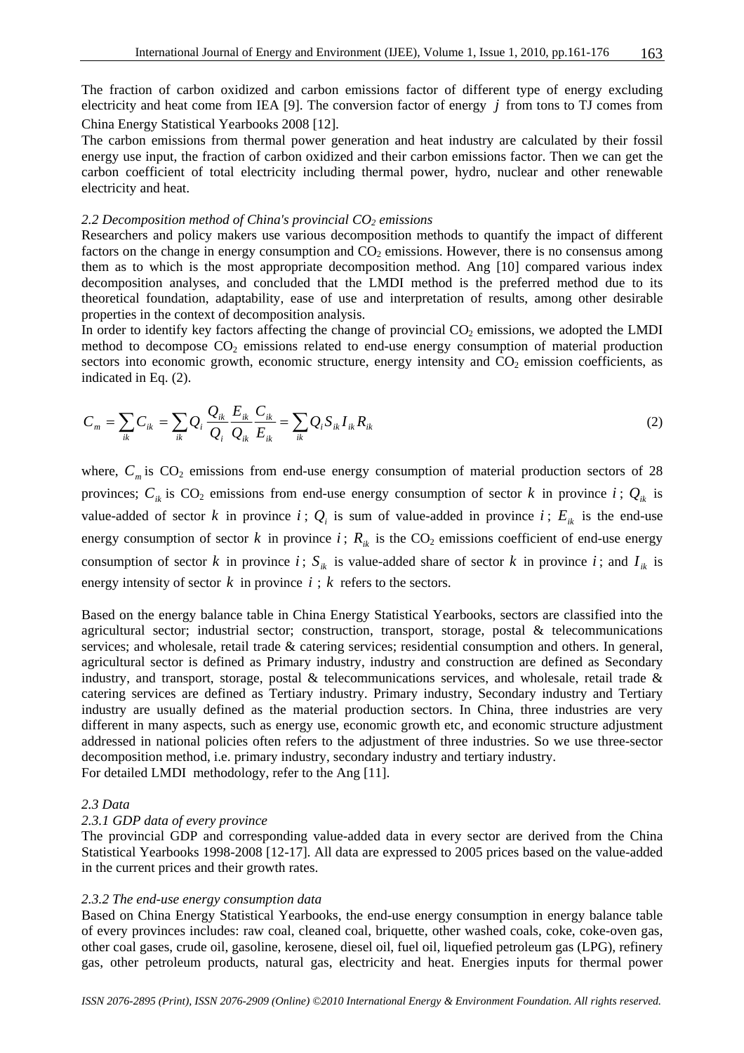The fraction of carbon oxidized and carbon emissions factor of different type of energy excluding electricity and heat come from IEA [9]. The conversion factor of energy $j$ from tons to TJ comes from China Energy Statistical Yearbooks 2008 [12].

The carbon emissions from thermal power generation and heat industry are calculated by their fossil energy use input, the fraction of carbon oxidized and their carbon emissions factor. Then we can get the carbon coefficient of total electricity including thermal power, hydro, nuclear and other renewable electricity and heat.

*2.2 Decomposition method of China's provincial $CO_2$ emissions*

Researchers and policy makers use various decomposition methods to quantify the impact of different factors on the change in energy consumption and $CO_2$ emissions. However, there is no consensus among them as to which is the most appropriate decomposition method. Ang [10] compared various index decomposition analyses, and concluded that the LMDI method is the preferred method due to its theoretical foundation, adaptability, ease of use and interpretation of results, among other desirable properties in the context of decomposition analysis.

In order to identify key factors affecting the change of provincial $CO_2$ emissions, we adopted the LMDI method to decompose $CO_2$ emissions related to end-use energy consumption of material production sectors into economic growth, economic structure, energy intensity and $CO_2$ emission coefficients, as indicated in Eq. (2).

$$C_m = \sum_{ik} C_{ik} = \sum_{ik} Q_i \frac{Q_{ik}}{Q_i} \frac{E_{ik}}{Q_{ik}} \frac{C_{ik}}{E_{ik}} = \sum_{ik} Q_i S_{ik} I_{ik} R_{ik} \tag{2}$$

where, $C_m$ is $CO_2$ emissions from end-use energy consumption of material production sectors of 28 provinces; $C_{ik}$ is $CO_2$ emissions from end-use energy consumption of sector $k$ in province $i$; $Q_{ik}$ is value-added of sector $k$ in province $i$; $Q_i$ is sum of value-added in province $i$; $E_{ik}$ is the end-use energy consumption of sector $k$ in province $i$; $R_{ik}$ is the $CO_2$ emissions coefficient of end-use energy consumption of sector $k$ in province $i$; $S_{ik}$ is value-added share of sector $k$ in province $i$; and $I_{ik}$ is energy intensity of sector $k$ in province $i$; $k$ refers to the sectors.

Based on the energy balance table in China Energy Statistical Yearbooks, sectors are classified into the agricultural sector; industrial sector; construction, transport, storage, postal & telecommunications services; and wholesale, retail trade & catering services; residential consumption and others. In general, agricultural sector is defined as Primary industry, industry and construction are defined as Secondary industry, and transport, storage, postal & telecommunications services, and wholesale, retail trade & catering services are defined as Tertiary industry. Primary industry, Secondary industry and Tertiary industry are usually defined as the material production sectors. In China, three industries are very different in many aspects, such as energy use, economic growth etc, and economic structure adjustment addressed in national policies often refers to the adjustment of three industries. So we use three-sector decomposition method, i.e. primary industry, secondary industry and tertiary industry.

For detailed LMDI methodology, refer to the Ang [11].

*2.3 Data*

*2.3.1 GDP data of every province*

The provincial GDP and corresponding value-added data in every sector are derived from the China Statistical Yearbooks 1998-2008 [12-17]. All data are expressed to 2005 prices based on the value-added in the current prices and their growth rates.

*2.3.2 The end-use energy consumption data*

Based on China Energy Statistical Yearbooks, the end-use energy consumption in energy balance table of every provinces includes: raw coal, cleaned coal, briquette, other washed coals, coke, coke-oven gas, other coal gases, crude oil, gasoline, kerosene, diesel oil, fuel oil, liquefied petroleum gas (LPG), refinery gas, other petroleum products, natural gas, electricity and heat. Energies inputs for thermal power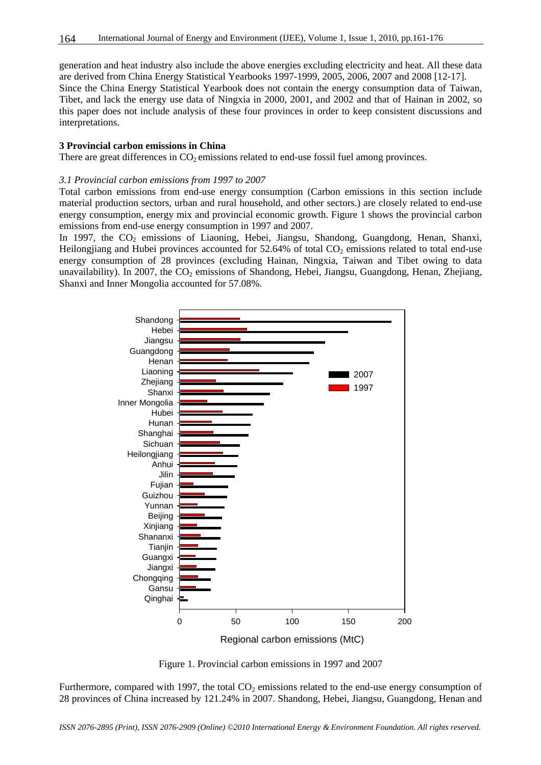generation and heat industry also include the above energies excluding electricity and heat. All these data are derived from China Energy Statistical Yearbooks 1997-1999, 2005, 2006, 2007 and 2008 [12-17].

Since the China Energy Statistical Yearbook does not contain the energy consumption data of Taiwan, Tibet, and lack the energy use data of Ningxia in 2000, 2001, and 2002 and that of Hainan in 2002, so this paper does not include analysis of these four provinces in order to keep consistent discussions and interpretations.

### 3 Provincial carbon emissions in China

There are great differences in $CO_2$ emissions related to end-use fossil fuel among provinces.

#### *3.1 Provincial carbon emissions from 1997 to 2007*

Total carbon emissions from end-use energy consumption (Carbon emissions in this section include material production sectors, urban and rural household, and other sectors.) are closely related to end-use energy consumption, energy mix and provincial economic growth. Figure 1 shows the provincial carbon emissions from end-use energy consumption in 1997 and 2007.

In 1997, the $CO_2$ emissions of Liaoning, Hebei, Jiangsu, Shandong, Guangdong, Henan, Shanxi, Heilongjiang and Hubei provinces accounted for 52.64% of total $CO_2$ emissions related to total end-use energy consumption of 28 provinces (excluding Hainan, Ningxia, Taiwan and Tibet owing to data unavailability). In 2007, the $CO_2$ emissions of Shandong, Hebei, Jiangsu, Guangdong, Henan, Zhejiang, Shanxi and Inner Mongolia accounted for 57.08%.

Figure 1. Provincial carbon emissions in 1997 and 2007

Furthermore, compared with 1997, the total $CO_2$ emissions related to the end-use energy consumption of 28 provinces of China increased by 121.24% in 2007. Shandong, Hebei, Jiangsu, Guangdong, Henan and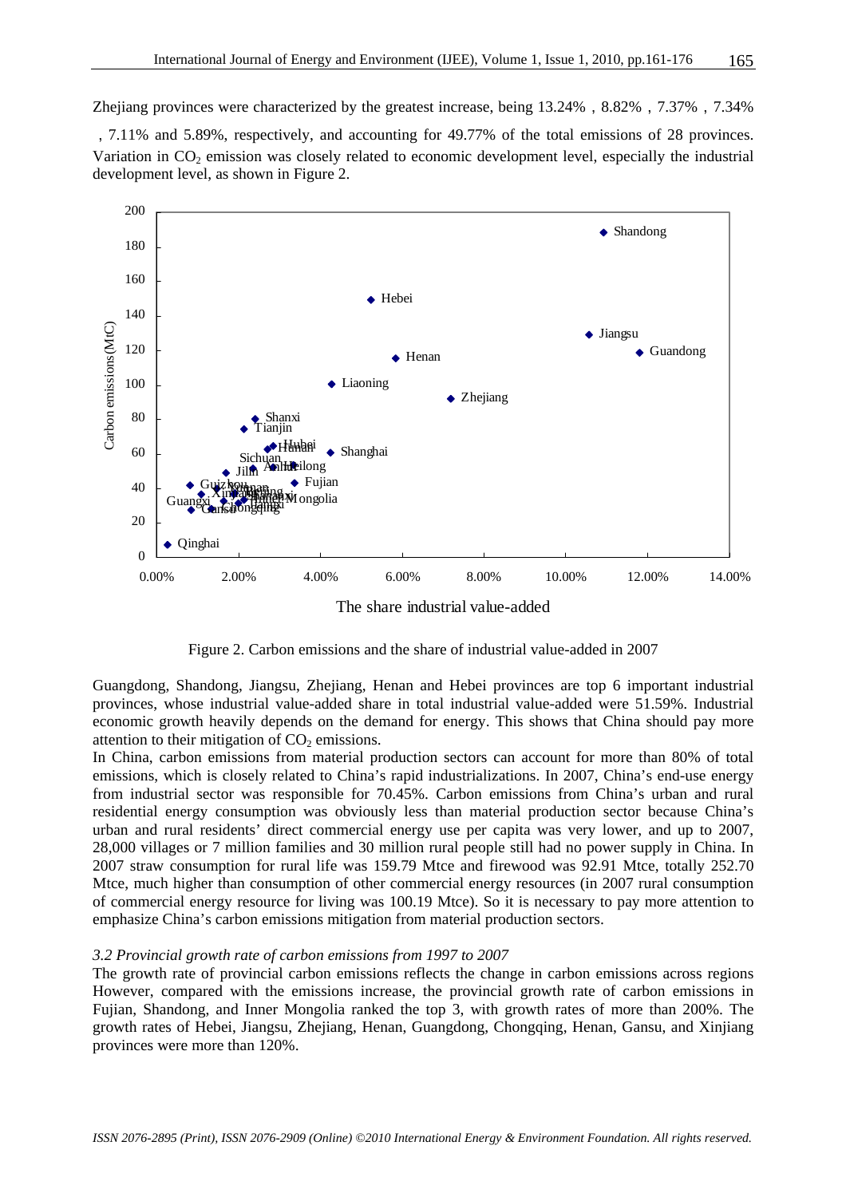Zhejiang provinces were characterized by the greatest increase, being 13.24% , 8.82% , 7.37% , 7.34% , 7.11% and 5.89%, respectively, and accounting for 49.77% of the total emissions of 28 provinces. Variation in $CO_2$ emission was closely related to economic development level, especially the industrial development level, as shown in Figure 2.

Figure 2. Carbon emissions and the share of industrial value-added in 2007

Guangdong, Shandong, Jiangsu, Zhejiang, Henan and Hebei provinces are top 6 important industrial provinces, whose industrial value-added share in total industrial value-added were 51.59%. Industrial economic growth heavily depends on the demand for energy. This shows that China should pay more attention to their mitigation of $CO_2$ emissions.

In China, carbon emissions from material production sectors can account for more than 80% of total emissions, which is closely related to China's rapid industrializations. In 2007, China's end-use energy from industrial sector was responsible for 70.45%. Carbon emissions from China's urban and rural residential energy consumption was obviously less than material production sector because China's urban and rural residents' direct commercial energy use per capita was very lower, and up to 2007, 28,000 villages or 7 million families and 30 million rural people still had no power supply in China. In 2007 straw consumption for rural life was 159.79 Mtce and firewood was 92.91 Mtce, totally 252.70 Mtce, much higher than consumption of other commercial energy resources (in 2007 rural consumption of commercial energy resource for living was 100.19 Mtce). So it is necessary to pay more attention to emphasize China's carbon emissions mitigation from material production sectors.

### *3.2 Provincial growth rate of carbon emissions from 1997 to 2007*

The growth rate of provincial carbon emissions reflects the change in carbon emissions across regions However, compared with the emissions increase, the provincial growth rate of carbon emissions in Fujian, Shandong, and Inner Mongolia ranked the top 3, with growth rates of more than 200%. The growth rates of Hebei, Jiangsu, Zhejiang, Henan, Guangdong, Chongqing, Henan, Gansu, and Xinjiang provinces were more than 120%.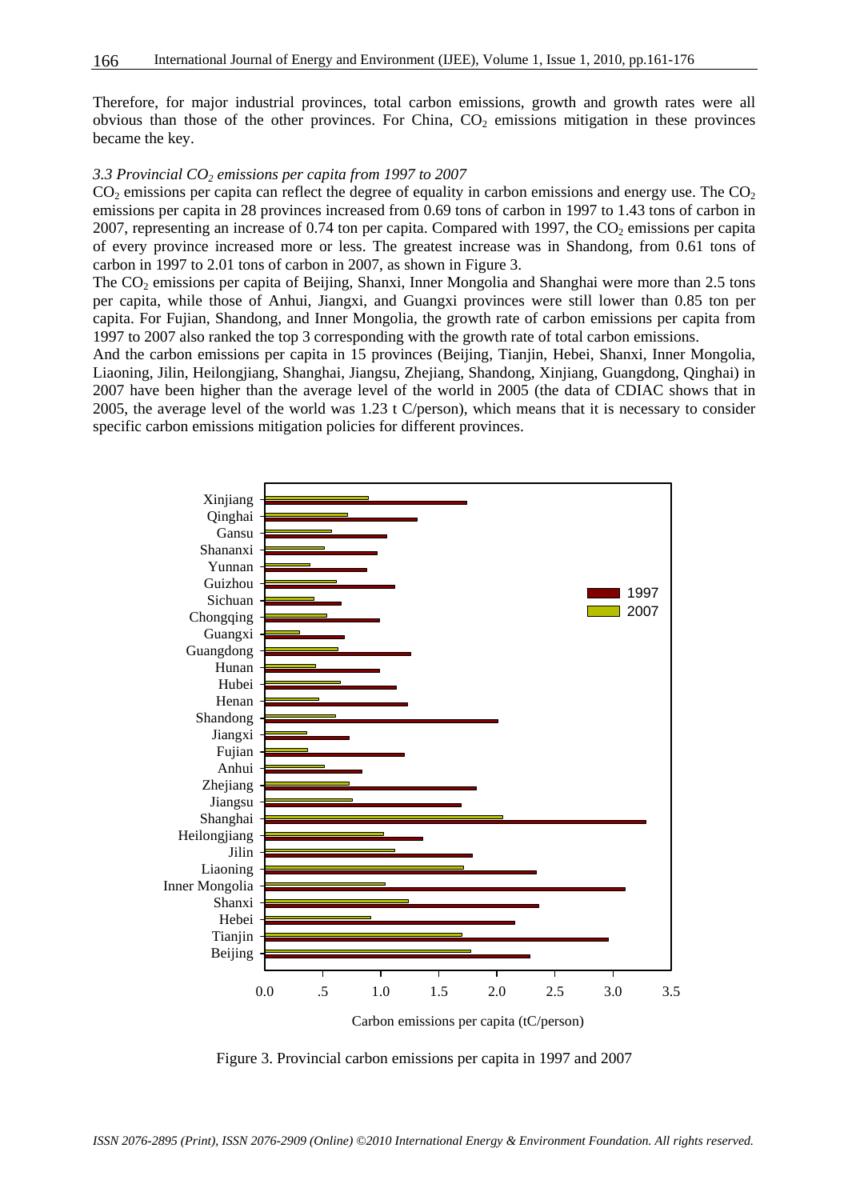Therefore, for major industrial provinces, total carbon emissions, growth and growth rates were all obvious than those of the other provinces. For China, $CO_2$ emissions mitigation in these provinces became the key.

### *3.3 Provincial $CO_2$ emissions per capita from 1997 to 2007*

$CO_2$ emissions per capita can reflect the degree of equality in carbon emissions and energy use. The $CO_2$ emissions per capita in 28 provinces increased from 0.69 tons of carbon in 1997 to 1.43 tons of carbon in 2007, representing an increase of 0.74 ton per capita. Compared with 1997, the $CO_2$ emissions per capita of every province increased more or less. The greatest increase was in Shandong, from 0.61 tons of carbon in 1997 to 2.01 tons of carbon in 2007, as shown in Figure 3.

The $CO_2$ emissions per capita of Beijing, Shanxi, Inner Mongolia and Shanghai were more than 2.5 tons per capita, while those of Anhui, Jiangxi, and Guangxi provinces were still lower than 0.85 ton per capita. For Fujian, Shandong, and Inner Mongolia, the growth rate of carbon emissions per capita from 1997 to 2007 also ranked the top 3 corresponding with the growth rate of total carbon emissions.

And the carbon emissions per capita in 15 provinces (Beijing, Tianjin, Hebei, Shanxi, Inner Mongolia, Liaoning, Jilin, Heilongjiang, Shanghai, Jiangsu, Zhejiang, Shandong, Xinjiang, Guangdong, Qinghai) in 2007 have been higher than the average level of the world in 2005 (the data of CDIAC shows that in 2005, the average level of the world was 1.23 t C/person), which means that it is necessary to consider specific carbon emissions mitigation policies for different provinces.

Figure 3. Provincial carbon emissions per capita in 1997 and 2007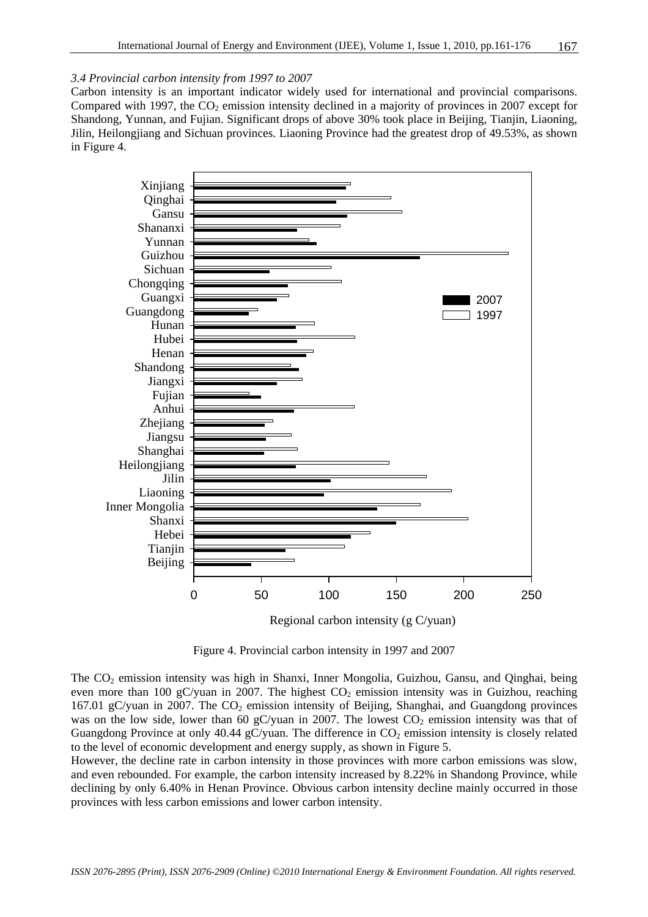*3.4 Provincial carbon intensity from 1997 to 2007*

Carbon intensity is an important indicator widely used for international and provincial comparisons. Compared with 1997, the $CO_2$ emission intensity declined in a majority of provinces in 2007 except for Shandong, Yunnan, and Fujian. Significant drops of above 30% took place in Beijing, Tianjin, Liaoning, Jilin, Heilongjiang and Sichuan provinces. Liaoning Province had the greatest drop of 49.53%, as shown in Figure 4.

Figure 4. Provincial carbon intensity in 1997 and 2007

The $CO_2$ emission intensity was high in Shanxi, Inner Mongolia, Guizhou, Gansu, and Qinghai, being even more than 100 gC/yuan in 2007. The highest $CO_2$ emission intensity was in Guizhou, reaching 167.01 gC/yuan in 2007. The $CO_2$ emission intensity of Beijing, Shanghai, and Guangdong provinces was on the low side, lower than 60 gC/yuan in 2007. The lowest $CO_2$ emission intensity was that of Guangdong Province at only 40.44 gC/yuan. The difference in $CO_2$ emission intensity is closely related to the level of economic development and energy supply, as shown in Figure 5.

However, the decline rate in carbon intensity in those provinces with more carbon emissions was slow, and even rebounded. For example, the carbon intensity increased by 8.22% in Shandong Province, while declining by only 6.40% in Henan Province. Obvious carbon intensity decline mainly occurred in those provinces with less carbon emissions and lower carbon intensity.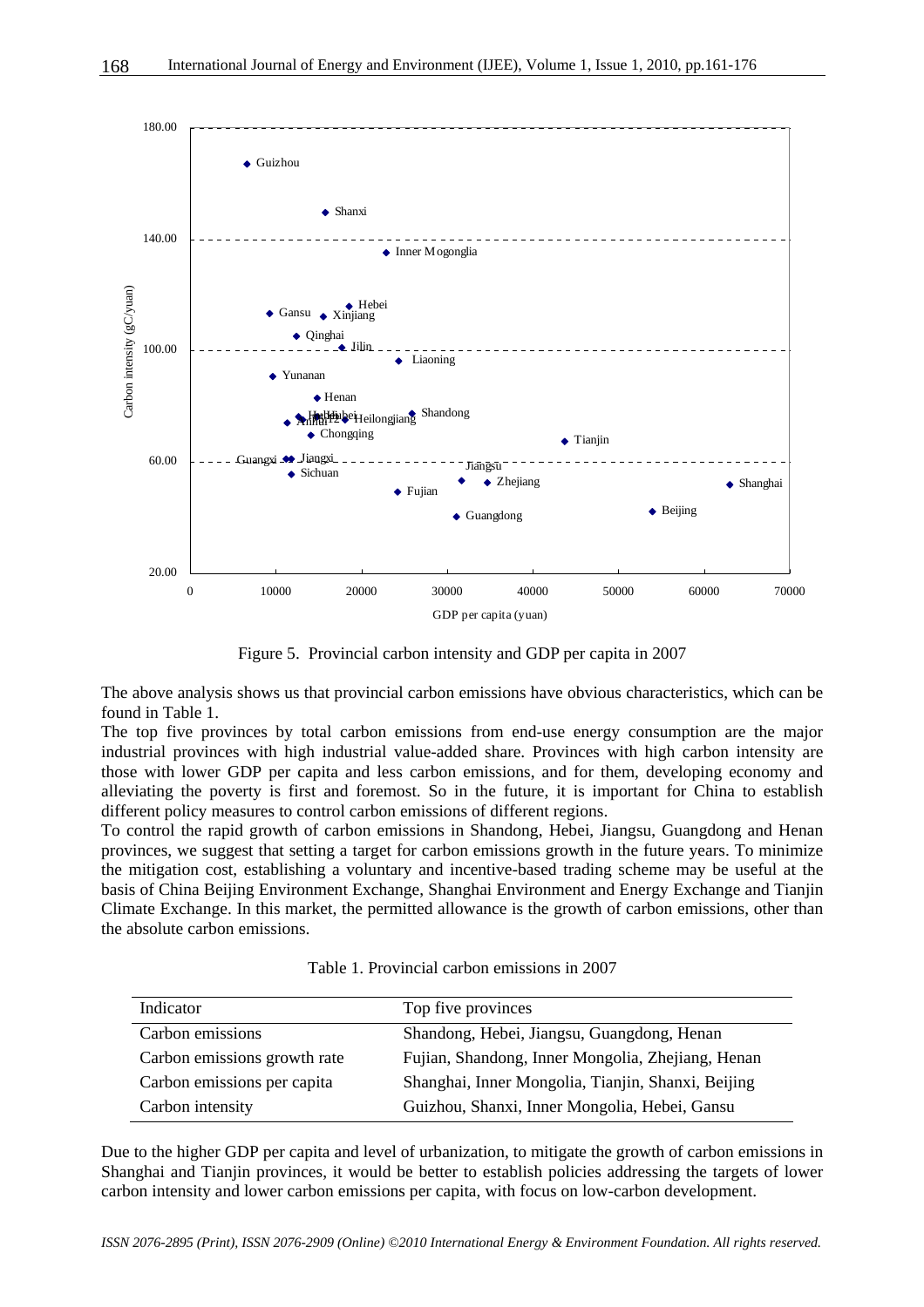Figure 5. Provincial carbon intensity and GDP per capita in 2007

The above analysis shows us that provincial carbon emissions have obvious characteristics, which can be found in Table 1.

The top five provinces by total carbon emissions from end-use energy consumption are the major industrial provinces with high industrial value-added share. Provinces with high carbon intensity are those with lower GDP per capita and less carbon emissions, and for them, developing economy and alleviating the poverty is first and foremost. So in the future, it is important for China to establish different policy measures to control carbon emissions of different regions.

To control the rapid growth of carbon emissions in Shandong, Hebei, Jiangsu, Guangdong and Henan provinces, we suggest that setting a target for carbon emissions growth in the future years. To minimize the mitigation cost, establishing a voluntary and incentive-based trading scheme may be useful at the basis of China Beijing Environment Exchange, Shanghai Environment and Energy Exchange and Tianjin Climate Exchange. In this market, the permitted allowance is the growth of carbon emissions, other than the absolute carbon emissions.

Table 1. Provincial carbon emissions in 2007

| Indicator | Top five provinces |
|---|---|
| Carbon emissions | Shandong, Hebei, Jiangsu, Guangdong, Henan |
| Carbon emissions growth rate | Fujian, Shandong, Inner Mongolia, Zhejiang, Henan |
| Carbon emissions per capita | Shanghai, Inner Mongolia, Tianjin, Shanxi, Beijing |
| Carbon intensity | Guizhou, Shanxi, Inner Mongolia, Hebei, Gansu |

Due to the higher GDP per capita and level of urbanization, to mitigate the growth of carbon emissions in Shanghai and Tianjin provinces, it would be better to establish policies addressing the targets of lower carbon intensity and lower carbon emissions per capita, with focus on low-carbon development.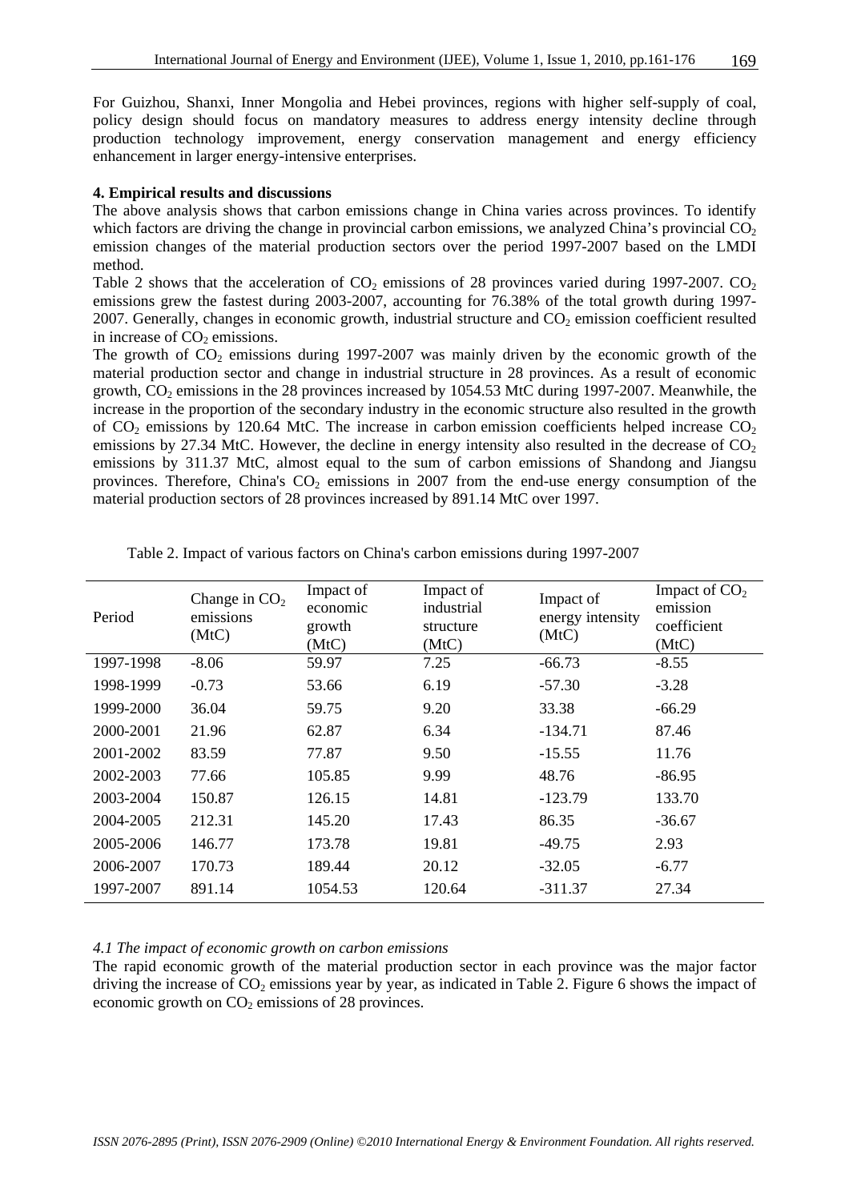For Guizhou, Shanxi, Inner Mongolia and Hebei provinces, regions with higher self-supply of coal, policy design should focus on mandatory measures to address energy intensity decline through production technology improvement, energy conservation management and energy efficiency enhancement in larger energy-intensive enterprises.

**4. Empirical results and discussions**

The above analysis shows that carbon emissions change in China varies across provinces. To identify which factors are driving the change in provincial carbon emissions, we analyzed China's provincial $CO_2$ emission changes of the material production sectors over the period 1997-2007 based on the LMDI method.

Table 2 shows that the acceleration of $CO_2$ emissions of 28 provinces varied during 1997-2007. $CO_2$ emissions grew the fastest during 2003-2007, accounting for 76.38% of the total growth during 1997-2007. Generally, changes in economic growth, industrial structure and $CO_2$ emission coefficient resulted in increase of $CO_2$ emissions.

The growth of $CO_2$ emissions during 1997-2007 was mainly driven by the economic growth of the material production sector and change in industrial structure in 28 provinces. As a result of economic growth, $CO_2$ emissions in the 28 provinces increased by 1054.53 MtC during 1997-2007. Meanwhile, the increase in the proportion of the secondary industry in the economic structure also resulted in the growth of $CO_2$ emissions by 120.64 MtC. The increase in carbon emission coefficients helped increase $CO_2$ emissions by 27.34 MtC. However, the decline in energy intensity also resulted in the decrease of $CO_2$ emissions by 311.37 MtC, almost equal to the sum of carbon emissions of Shandong and Jiangsu provinces. Therefore, China's $CO_2$ emissions in 2007 from the end-use energy consumption of the material production sectors of 28 provinces increased by 891.14 MtC over 1997.

Table 2. Impact of various factors on China's carbon emissions during 1997-2007

| Period | Change in $CO_2$ emissions (MtC) | Impact of economic growth (MtC) | Impact of industrial structure (MtC) | Impact of energy intensity (MtC) | Impact of $CO_2$ emission coefficient (MtC) |
|---|---|---|---|---|---|
| 1997-1998 | -8.06 | 59.97 | 7.25 | -66.73 | -8.55 |
| 1998-1999 | -0.73 | 53.66 | 6.19 | -57.30 | -3.28 |
| 1999-2000 | 36.04 | 59.75 | 9.20 | 33.38 | -66.29 |
| 2000-2001 | 21.96 | 62.87 | 6.34 | -134.71 | 87.46 |
| 2001-2002 | 83.59 | 77.87 | 9.50 | -15.55 | 11.76 |
| 2002-2003 | 77.66 | 105.85 | 9.99 | 48.76 | -86.95 |
| 2003-2004 | 150.87 | 126.15 | 14.81 | -123.79 | 133.70 |
| 2004-2005 | 212.31 | 145.20 | 17.43 | 86.35 | -36.67 |
| 2005-2006 | 146.77 | 173.78 | 19.81 | -49.75 | 2.93 |
| 2006-2007 | 170.73 | 189.44 | 20.12 | -32.05 | -6.77 |
| 1997-2007 | 891.14 | 1054.53 | 120.64 | -311.37 | 27.34 |

*4.1 The impact of economic growth on carbon emissions*

The rapid economic growth of the material production sector in each province was the major factor driving the increase of $CO_2$ emissions year by year, as indicated in Table 2. Figure 6 shows the impact of economic growth on $CO_2$ emissions of 28 provinces.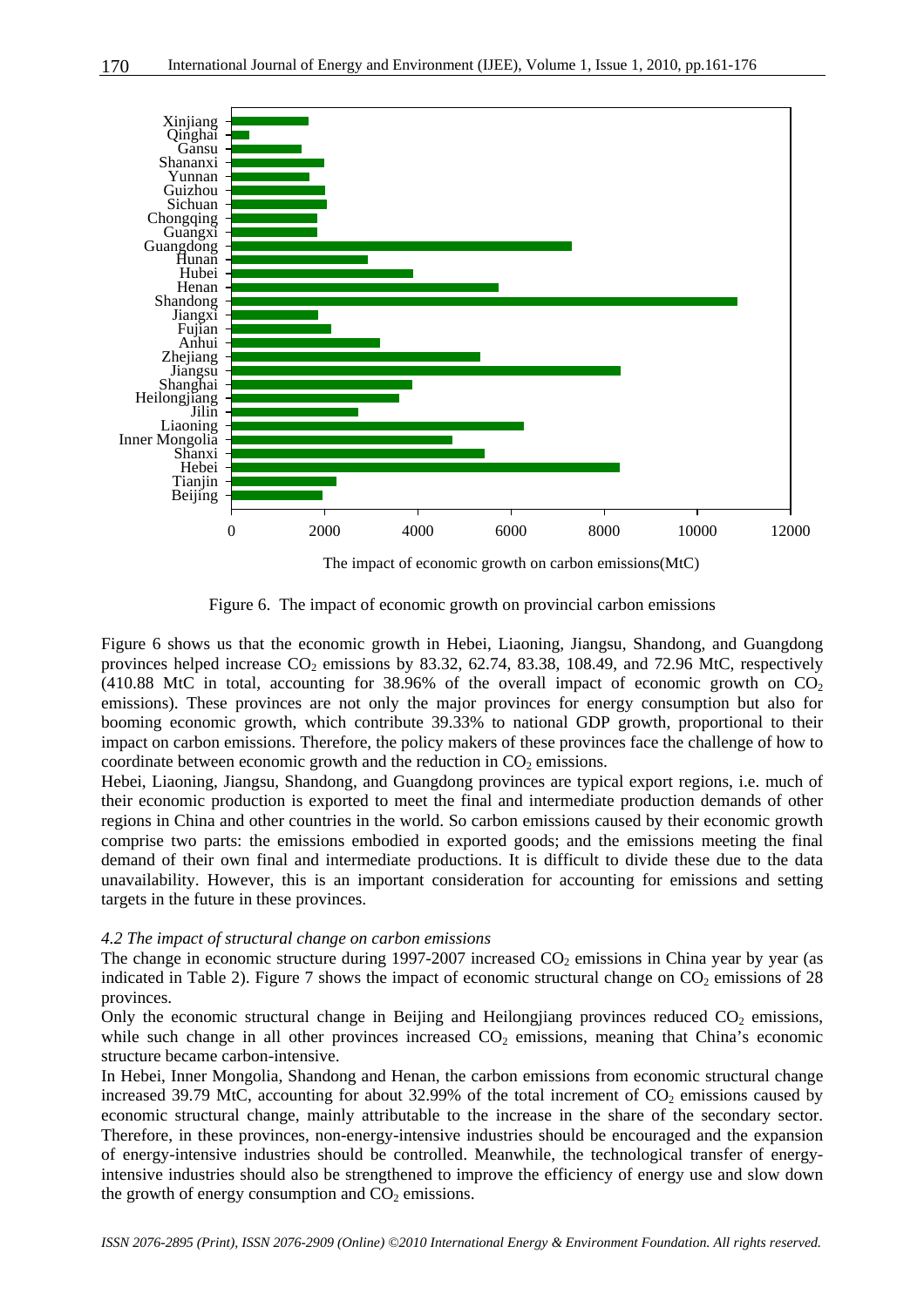Figure 6. The impact of economic growth on provincial carbon emissions

Figure 6 shows us that the economic growth in Hebei, Liaoning, Jiangsu, Shandong, and Guangdong provinces helped increase $CO_2$ emissions by 83.32, 62.74, 83.38, 108.49, and 72.96 MtC, respectively (410.88 MtC in total, accounting for 38.96% of the overall impact of economic growth on $CO_2$ emissions). These provinces are not only the major provinces for energy consumption but also for booming economic growth, which contribute 39.33% to national GDP growth, proportional to their impact on carbon emissions. Therefore, the policy makers of these provinces face the challenge of how to coordinate between economic growth and the reduction in $CO_2$ emissions.

Hebei, Liaoning, Jiangsu, Shandong, and Guangdong provinces are typical export regions, i.e. much of their economic production is exported to meet the final and intermediate production demands of other regions in China and other countries in the world. So carbon emissions caused by their economic growth comprise two parts: the emissions embodied in exported goods; and the emissions meeting the final demand of their own final and intermediate productions. It is difficult to divide these due to the data unavailability. However, this is an important consideration for accounting for emissions and setting targets in the future in these provinces.

*4.2 The impact of structural change on carbon emissions*

The change in economic structure during 1997-2007 increased $CO_2$ emissions in China year by year (as indicated in Table 2). Figure 7 shows the impact of economic structural change on $CO_2$ emissions of 28 provinces.

Only the economic structural change in Beijing and Heilongjiang provinces reduced $CO_2$ emissions, while such change in all other provinces increased $CO_2$ emissions, meaning that China's economic structure became carbon-intensive.

In Hebei, Inner Mongolia, Shandong and Henan, the carbon emissions from economic structural change increased 39.79 MtC, accounting for about 32.99% of the total increment of $CO_2$ emissions caused by economic structural change, mainly attributable to the increase in the share of the secondary sector. Therefore, in these provinces, non-energy-intensive industries should be encouraged and the expansion of energy-intensive industries should be controlled. Meanwhile, the technological transfer of energy-intensive industries should also be strengthened to improve the efficiency of energy use and slow down the growth of energy consumption and $CO_2$ emissions.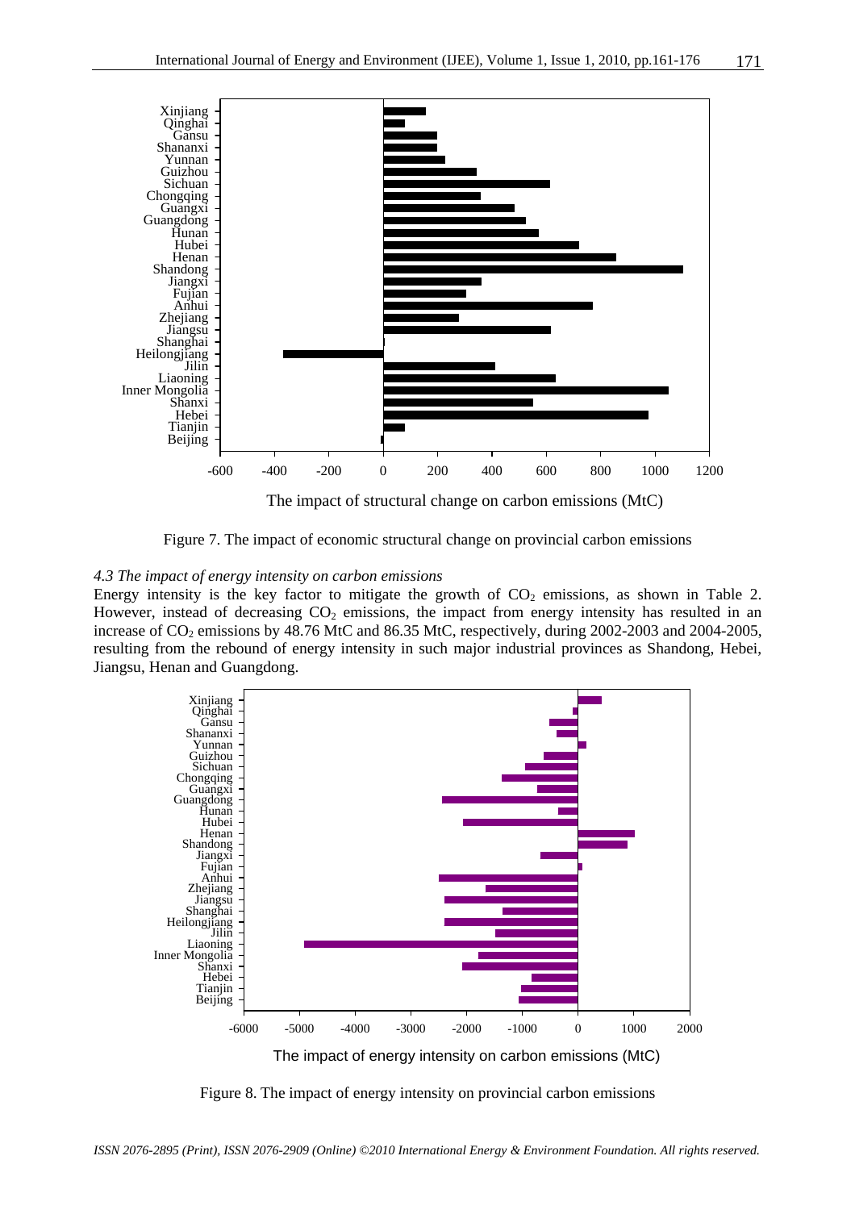Figure 7. The impact of economic structural change on provincial carbon emissions

*4.3 The impact of energy intensity on carbon emissions*

Energy intensity is the key factor to mitigate the growth of $CO_2$ emissions, as shown in Table 2. However, instead of decreasing $CO_2$ emissions, the impact from energy intensity has resulted in an increase of $CO_2$ emissions by 48.76 MtC and 86.35 MtC, respectively, during 2002-2003 and 2004-2005, resulting from the rebound of energy intensity in such major industrial provinces as Shandong, Hebei, Jiangsu, Henan and Guangdong.

Figure 8. The impact of energy intensity on provincial carbon emissions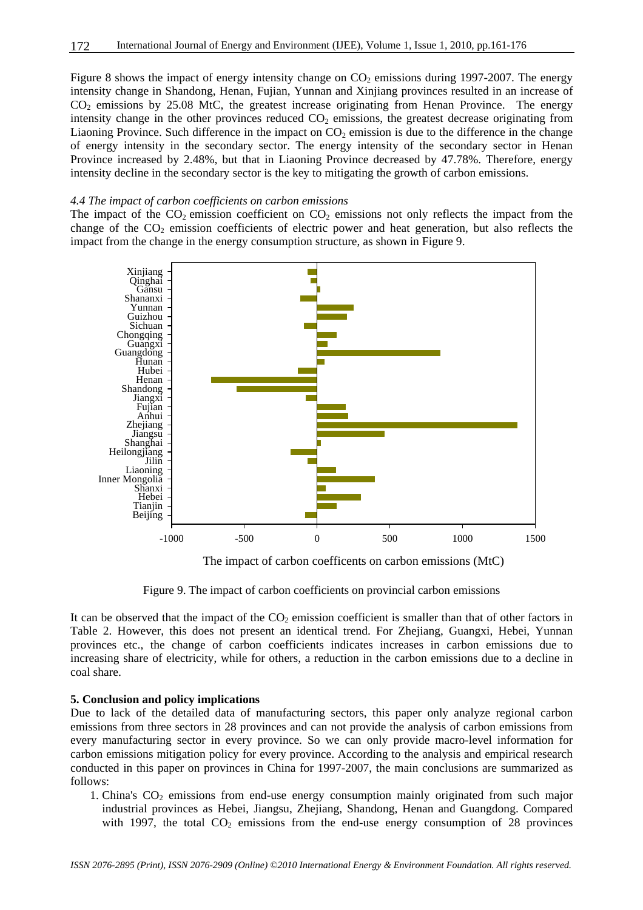Figure 8 shows the impact of energy intensity change on $CO_2$ emissions during 1997-2007. The energy intensity change in Shandong, Henan, Fujian, Yunnan and Xinjiang provinces resulted in an increase of $CO_2$ emissions by 25.08 MtC, the greatest increase originating from Henan Province. The energy intensity change in the other provinces reduced $CO_2$ emissions, the greatest decrease originating from Liaoning Province. Such difference in the impact on $CO_2$ emission is due to the difference in the change of energy intensity in the secondary sector. The energy intensity of the secondary sector in Henan Province increased by 2.48%, but that in Liaoning Province decreased by 47.78%. Therefore, energy intensity decline in the secondary sector is the key to mitigating the growth of carbon emissions.

### *4.4 The impact of carbon coefficients on carbon emissions*

The impact of the $CO_2$ emission coefficient on $CO_2$ emissions not only reflects the impact from the change of the $CO_2$ emission coefficients of electric power and heat generation, but also reflects the impact from the change in the energy consumption structure, as shown in Figure 9.

Figure 9. The impact of carbon coefficients on provincial carbon emissions

It can be observed that the impact of the $CO_2$ emission coefficient is smaller than that of other factors in Table 2. However, this does not present an identical trend. For Zhejiang, Guangxi, Hebei, Yunnan provinces etc., the change of carbon coefficients indicates increases in carbon emissions due to increasing share of electricity, while for others, a reduction in the carbon emissions due to a decline in coal share.

## 5. Conclusion and policy implications

Due to lack of the detailed data of manufacturing sectors, this paper only analyze regional carbon emissions from three sectors in 28 provinces and can not provide the analysis of carbon emissions from every manufacturing sector in every province. So we can only provide macro-level information for carbon emissions mitigation policy for every province. According to the analysis and empirical research conducted in this paper on provinces in China for 1997-2007, the main conclusions are summarized as follows:

1. China's $CO_2$ emissions from end-use energy consumption mainly originated from such major industrial provinces as Hebei, Jiangsu, Zhejiang, Shandong, Henan and Guangdong. Compared with 1997, the total $CO_2$ emissions from the end-use energy consumption of 28 provinces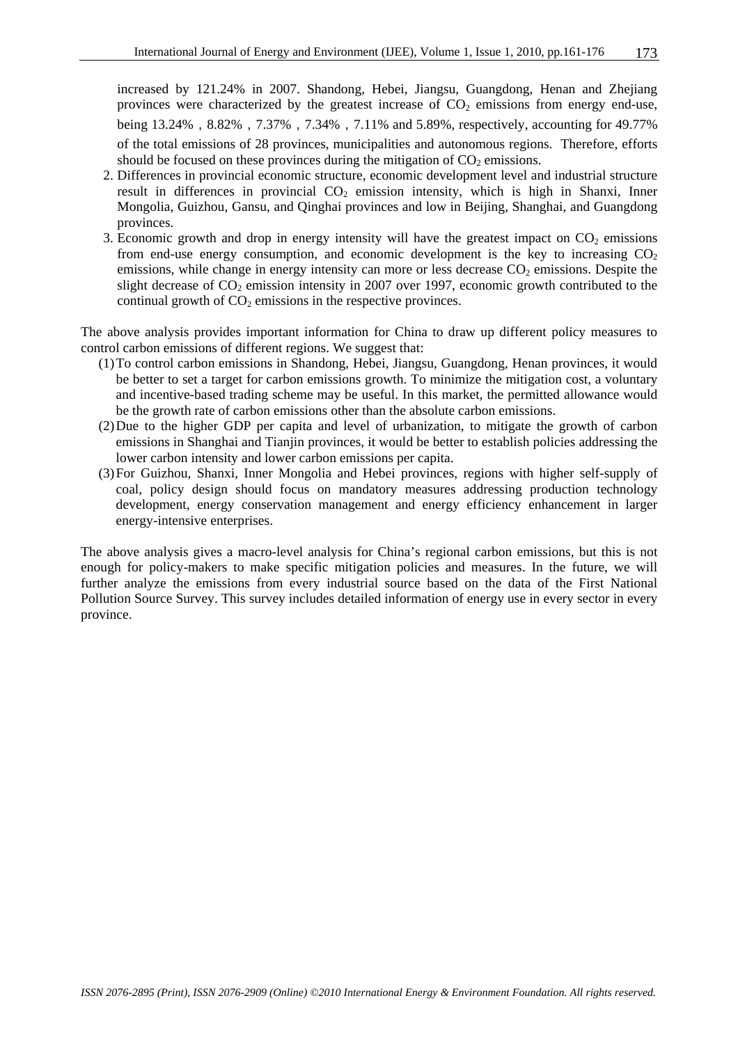increased by 121.24% in 2007. Shandong, Hebei, Jiangsu, Guangdong, Henan and Zhejiang provinces were characterized by the greatest increase of $CO_2$ emissions from energy end-use, being 13.24% , 8.82% , 7.37% , 7.34% , 7.11% and 5.89%, respectively, accounting for 49.77% of the total emissions of 28 provinces, municipalities and autonomous regions. Therefore, efforts should be focused on these provinces during the mitigation of $CO_2$ emissions.

2. Differences in provincial economic structure, economic development level and industrial structure result in differences in provincial $CO_2$ emission intensity, which is high in Shanxi, Inner Mongolia, Guizhou, Gansu, and Qinghai provinces and low in Beijing, Shanghai, and Guangdong provinces.
3. Economic growth and drop in energy intensity will have the greatest impact on $CO_2$ emissions from end-use energy consumption, and economic development is the key to increasing $CO_2$ emissions, while change in energy intensity can more or less decrease $CO_2$ emissions. Despite the slight decrease of $CO_2$ emission intensity in 2007 over 1997, economic growth contributed to the continual growth of $CO_2$ emissions in the respective provinces.

The above analysis provides important information for China to draw up different policy measures to control carbon emissions of different regions. We suggest that:

(1) To control carbon emissions in Shandong, Hebei, Jiangsu, Guangdong, Henan provinces, it would be better to set a target for carbon emissions growth. To minimize the mitigation cost, a voluntary and incentive-based trading scheme may be useful. In this market, the permitted allowance would be the growth rate of carbon emissions other than the absolute carbon emissions.

(2) Due to the higher GDP per capita and level of urbanization, to mitigate the growth of carbon emissions in Shanghai and Tianjin provinces, it would be better to establish policies addressing the lower carbon intensity and lower carbon emissions per capita.

(3) For Guizhou, Shanxi, Inner Mongolia and Hebei provinces, regions with higher self-supply of coal, policy design should focus on mandatory measures addressing production technology development, energy conservation management and energy efficiency enhancement in larger energy-intensive enterprises.

The above analysis gives a macro-level analysis for China's regional carbon emissions, but this is not enough for policy-makers to make specific mitigation policies and measures. In the future, we will further analyze the emissions from every industrial source based on the data of the First National Pollution Source Survey. This survey includes detailed information of energy use in every sector in every province.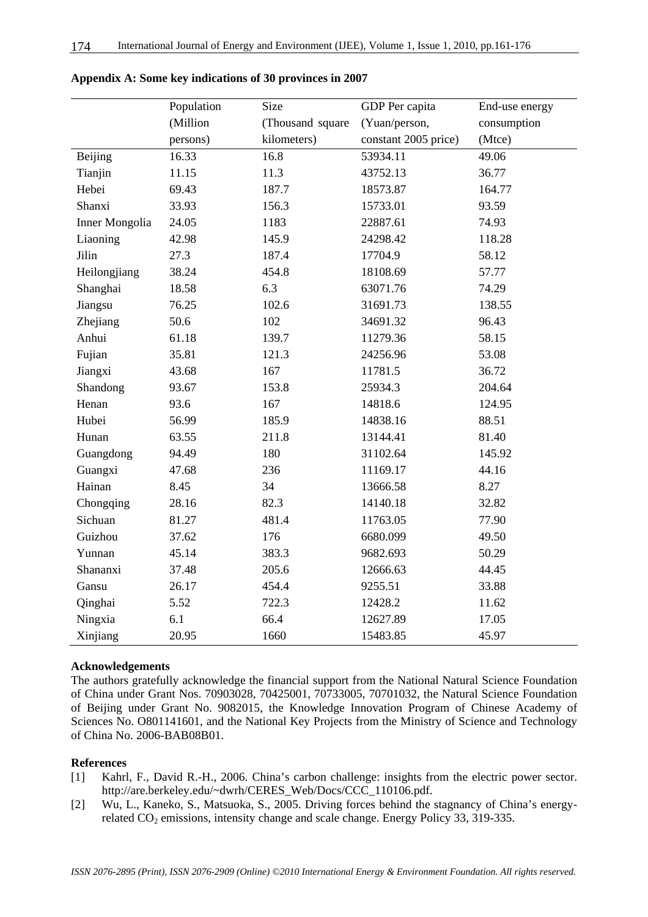**Appendix A: Some key indications of 30 provinces in 2007**

| | Population (Million persons) | Size (Thousand square kilometers) | GDP Per capita (Yuan/person, constant 2005 price) | End-use energy consumption (Mtce) |
|---|---|---|---|---|
| Beijing | 16.33 | 16.8 | 53934.11 | 49.06 |
| Tianjin | 11.15 | 11.3 | 43752.13 | 36.77 |
| Hebei | 69.43 | 187.7 | 18573.87 | 164.77 |
| Shanxi | 33.93 | 156.3 | 15733.01 | 93.59 |
| Inner Mongolia | 24.05 | 1183 | 22887.61 | 74.93 |
| Liaoning | 42.98 | 145.9 | 24298.42 | 118.28 |
| Jilin | 27.3 | 187.4 | 17704.9 | 58.12 |
| Heilongjiang | 38.24 | 454.8 | 18108.69 | 57.77 |
| Shanghai | 18.58 | 6.3 | 63071.76 | 74.29 |
| Jiangsu | 76.25 | 102.6 | 31691.73 | 138.55 |
| Zhejiang | 50.6 | 102 | 34691.32 | 96.43 |
| Anhui | 61.18 | 139.7 | 11279.36 | 58.15 |
| Fujian | 35.81 | 121.3 | 24256.96 | 53.08 |
| Jiangxi | 43.68 | 167 | 11781.5 | 36.72 |
| Shandong | 93.67 | 153.8 | 25934.3 | 204.64 |
| Henan | 93.6 | 167 | 14818.6 | 124.95 |
| Hubei | 56.99 | 185.9 | 14838.16 | 88.51 |
| Hunan | 63.55 | 211.8 | 13144.41 | 81.40 |
| Guangdong | 94.49 | 180 | 31102.64 | 145.92 |
| Guangxi | 47.68 | 236 | 11169.17 | 44.16 |
| Hainan | 8.45 | 34 | 13666.58 | 8.27 |
| Chongqing | 28.16 | 82.3 | 14140.18 | 32.82 |
| Sichuan | 81.27 | 481.4 | 11763.05 | 77.90 |
| Guizhou | 37.62 | 176 | 6680.099 | 49.50 |
| Yunnan | 45.14 | 383.3 | 9682.693 | 50.29 |
| Shananxi | 37.48 | 205.6 | 12666.63 | 44.45 |
| Gansu | 26.17 | 454.4 | 9255.51 | 33.88 |
| Qinghai | 5.52 | 722.3 | 12428.2 | 11.62 |
| Ningxia | 6.1 | 66.4 | 12627.89 | 17.05 |
| Xinjiang | 20.95 | 1660 | 15483.85 | 45.97 |

**Acknowledgements**

The authors gratefully acknowledge the financial support from the National Natural Science Foundation of China under Grant Nos. 70903028, 70425001, 70733005, 70701032, the Natural Science Foundation of Beijing under Grant No. 9082015, the Knowledge Innovation Program of Chinese Academy of Sciences No. O801141601, and the National Key Projects from the Ministry of Science and Technology of China No. 2006-BAB08B01.

**References**

[1] Kahrl, F., David R.-H., 2006. China's carbon challenge: insights from the electric power sector. http://are.berkeley.edu/~dwrh/CERES_Web/Docs/CCC_110106.pdf.

[2] Wu, L., Kaneko, S., Matsuoka, S., 2005. Driving forces behind the stagnancy of China's energy-related $CO_2$ emissions, intensity change and scale change. Energy Policy 33, 319-335.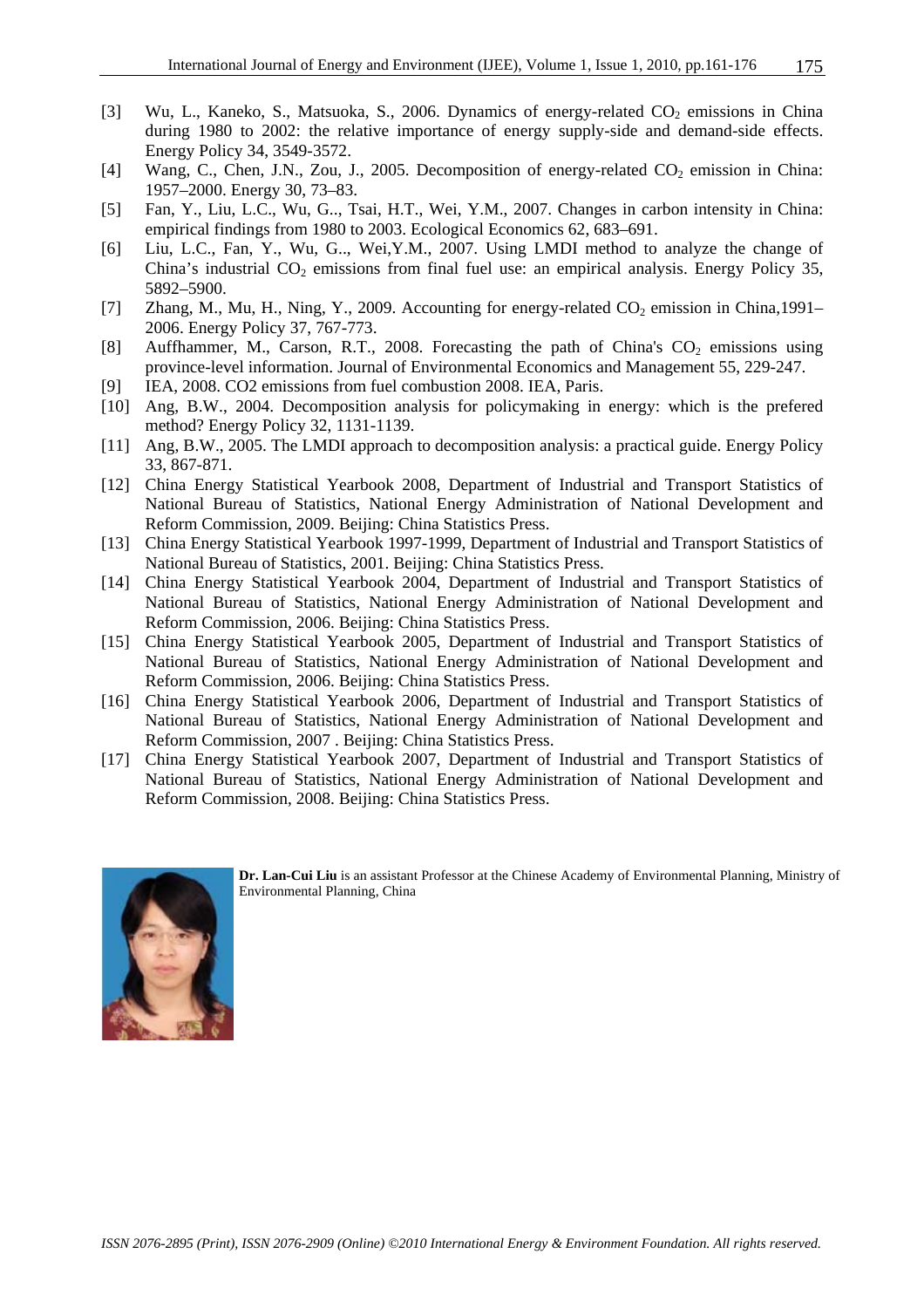[3] Wu, L., Kaneko, S., Matsuoka, S., 2006. Dynamics of energy-related $CO_2$ emissions in China during 1980 to 2002: the relative importance of energy supply-side and demand-side effects. Energy Policy 34, 3549-3572.

[4] Wang, C., Chen, J.N., Zou, J., 2005. Decomposition of energy-related $CO_2$ emission in China: 1957–2000. Energy 30, 73–83.

[5] Fan, Y., Liu, L.C., Wu, G., Tsai, H.T., Wei, Y.M., 2007. Changes in carbon intensity in China: empirical findings from 1980 to 2003. Ecological Economics 62, 683–691.

[6] Liu, L.C., Fan, Y., Wu, G.., Wei,Y.M., 2007. Using LMDI method to analyze the change of China's industrial $CO_2$ emissions from final fuel use: an empirical analysis. Energy Policy 35, 5892–5900.

[7] Zhang, M., Mu, H., Ning, Y., 2009. Accounting for energy-related $CO_2$ emission in China,1991–2006. Energy Policy 37, 767-773.

[8] Auffhammer, M., Carson, R.T., 2008. Forecasting the path of China's $CO_2$ emissions using province-level information. Journal of Environmental Economics and Management 55, 229-247.

[9] IEA, 2008. CO2 emissions from fuel combustion 2008. IEA, Paris.

[10] Ang, B.W., 2004. Decomposition analysis for policymaking in energy: which is the prefered method? Energy Policy 32, 1131-1139.

[11] Ang, B.W., 2005. The LMDI approach to decomposition analysis: a practical guide. Energy Policy 33, 867-871.

[12] China Energy Statistical Yearbook 2008, Department of Industrial and Transport Statistics of National Bureau of Statistics, National Energy Administration of National Development and Reform Commission, 2009. Beijing: China Statistics Press.

[13] China Energy Statistical Yearbook 1997-1999, Department of Industrial and Transport Statistics of National Bureau of Statistics, 2001. Beijing: China Statistics Press.

[14] China Energy Statistical Yearbook 2004, Department of Industrial and Transport Statistics of National Bureau of Statistics, National Energy Administration of National Development and Reform Commission, 2006. Beijing: China Statistics Press.

[15] China Energy Statistical Yearbook 2005, Department of Industrial and Transport Statistics of National Bureau of Statistics, National Energy Administration of National Development and Reform Commission, 2006. Beijing: China Statistics Press.

[16] China Energy Statistical Yearbook 2006, Department of Industrial and Transport Statistics of National Bureau of Statistics, National Energy Administration of National Development and Reform Commission, 2007 . Beijing: China Statistics Press.

[17] China Energy Statistical Yearbook 2007, Department of Industrial and Transport Statistics of National Bureau of Statistics, National Energy Administration of National Development and Reform Commission, 2008. Beijing: China Statistics Press.

**Dr. Lan-Cui Liu** is an assistant Professor at the Chinese Academy of Environmental Planning, Ministry of Environmental Planning, China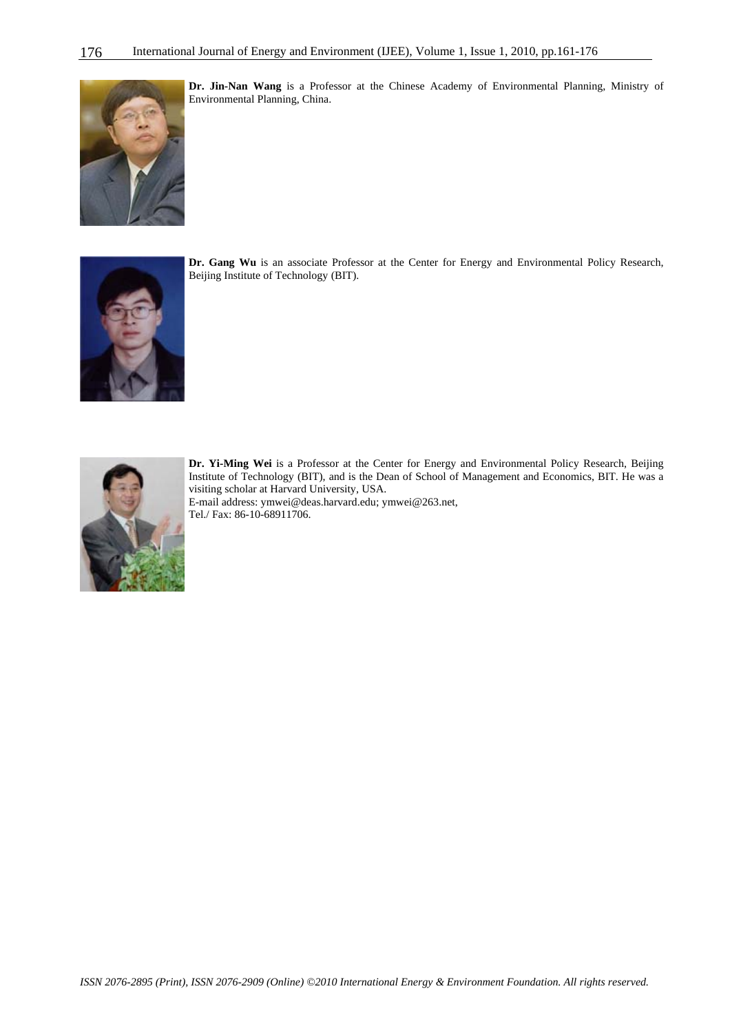**Dr. Jin-Nan Wang** is a Professor at the Chinese Academy of Environmental Planning, Ministry of Environmental Planning, China.

**Dr. Gang Wu** is an associate Professor at the Center for Energy and Environmental Policy Research, Beijing Institute of Technology (BIT).

**Dr. Yi-Ming Wei** is a Professor at the Center for Energy and Environmental Policy Research, Beijing Institute of Technology (BIT), and is the Dean of School of Management and Economics, BIT. He was a visiting scholar at Harvard University, USA.
E-mail address: ymwei@deas.harvard.edu; ymwei@263.net,
Tel./ Fax: 86-10-68911706.